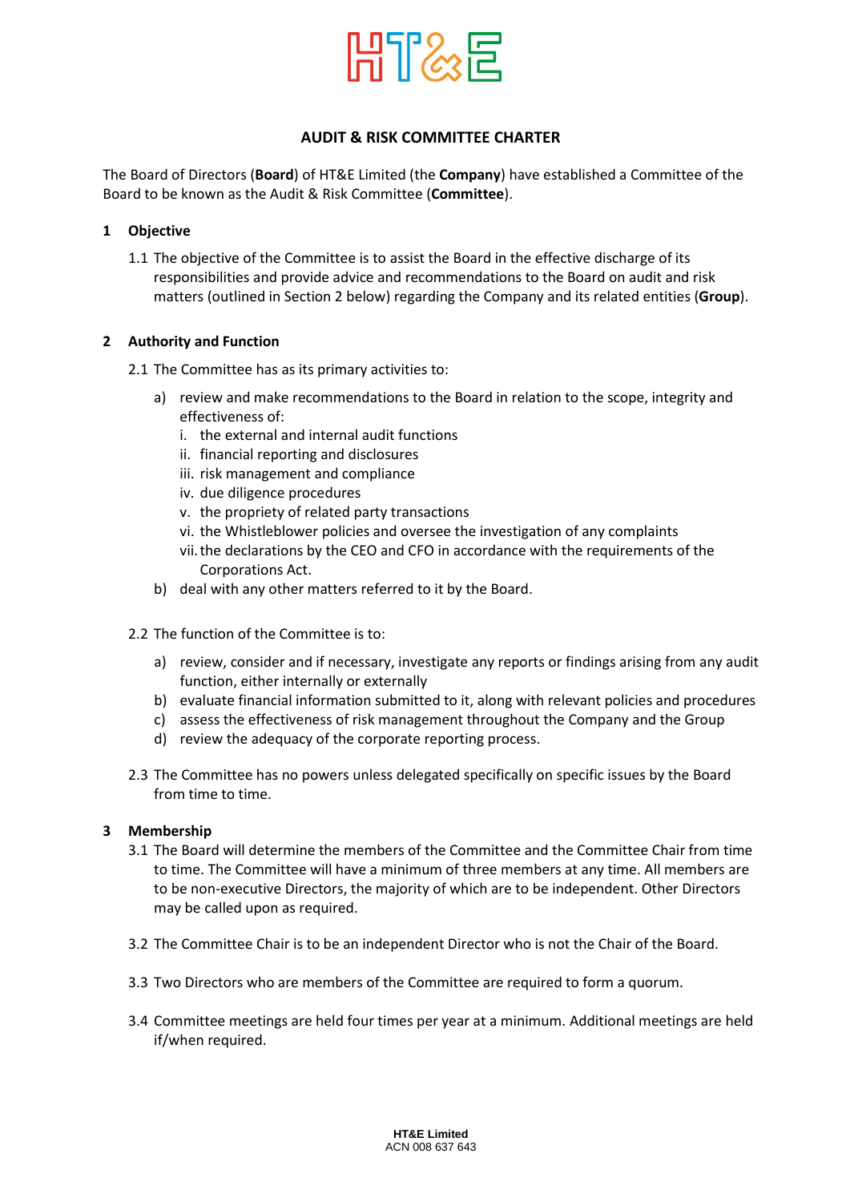HT&E

# AUDIT & RISK COMMITTEE CHARTER

The Board of Directors (**Board**) of HT&E Limited (the **Company**) have established a Committee of the Board to be known as the Audit & Risk Committee (**Committee**).

## 1 Objective

1.1 The objective of the Committee is to assist the Board in the effective discharge of its responsibilities and provide advice and recommendations to the Board on audit and risk matters (outlined in Section 2 below) regarding the Company and its related entities (**Group**).

## 2 Authority and Function

2.1 The Committee has as its primary activities to:

a) review and make recommendations to the Board in relation to the scope, integrity and effectiveness of:
   i. the external and internal audit functions
   ii. financial reporting and disclosures
   iii. risk management and compliance
   iv. due diligence procedures
   v. the propriety of related party transactions
   vi. the Whistleblower policies and oversee the investigation of any complaints
   vii. the declarations by the CEO and CFO in accordance with the requirements of the Corporations Act.

b) deal with any other matters referred to it by the Board.

2.2 The function of the Committee is to:

a) review, consider and if necessary, investigate any reports or findings arising from any audit function, either internally or externally
b) evaluate financial information submitted to it, along with relevant policies and procedures
c) assess the effectiveness of risk management throughout the Company and the Group
d) review the adequacy of the corporate reporting process.

2.3 The Committee has no powers unless delegated specifically on specific issues by the Board from time to time.

## 3 Membership

3.1 The Board will determine the members of the Committee and the Committee Chair from time to time. The Committee will have a minimum of three members at any time. All members are to be non-executive Directors, the majority of which are to be independent. Other Directors may be called upon as required.

3.2 The Committee Chair is to be an independent Director who is not the Chair of the Board.

3.3 Two Directors who are members of the Committee are required to form a quorum.

3.4 Committee meetings are held four times per year at a minimum. Additional meetings are held if/when required.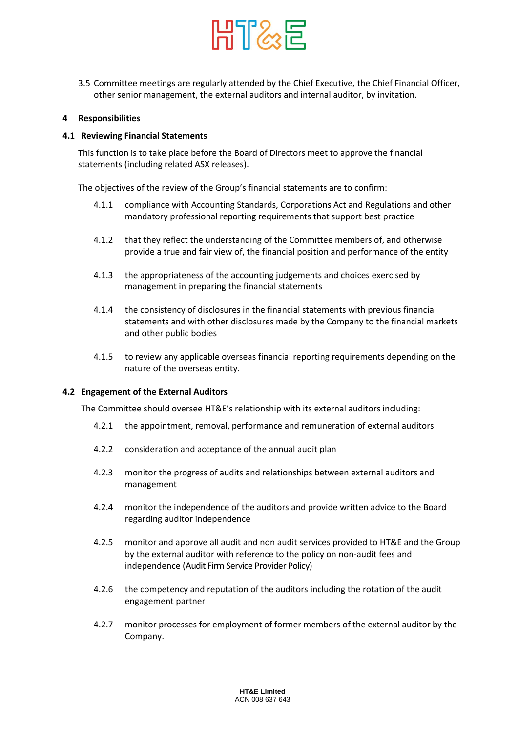3.5 Committee meetings are regularly attended by the Chief Executive, the Chief Financial Officer, other senior management, the external auditors and internal auditor, by invitation.

## 4 Responsibilities

### 4.1 Reviewing Financial Statements

This function is to take place before the Board of Directors meet to approve the financial statements (including related ASX releases).

The objectives of the review of the Group's financial statements are to confirm:

4.1.1 compliance with Accounting Standards, Corporations Act and Regulations and other mandatory professional reporting requirements that support best practice

4.1.2 that they reflect the understanding of the Committee members of, and otherwise provide a true and fair view of, the financial position and performance of the entity

4.1.3 the appropriateness of the accounting judgements and choices exercised by management in preparing the financial statements

4.1.4 the consistency of disclosures in the financial statements with previous financial statements and with other disclosures made by the Company to the financial markets and other public bodies

4.1.5 to review any applicable overseas financial reporting requirements depending on the nature of the overseas entity.

### 4.2 Engagement of the External Auditors

The Committee should oversee HT&E's relationship with its external auditors including:

4.2.1 the appointment, removal, performance and remuneration of external auditors

4.2.2 consideration and acceptance of the annual audit plan

4.2.3 monitor the progress of audits and relationships between external auditors and management

4.2.4 monitor the independence of the auditors and provide written advice to the Board regarding auditor independence

4.2.5 monitor and approve all audit and non audit services provided to HT&E and the Group by the external auditor with reference to the policy on non-audit fees and independence (Audit Firm Service Provider Policy)

4.2.6 the competency and reputation of the auditors including the rotation of the audit engagement partner

4.2.7 monitor processes for employment of former members of the external auditor by the Company.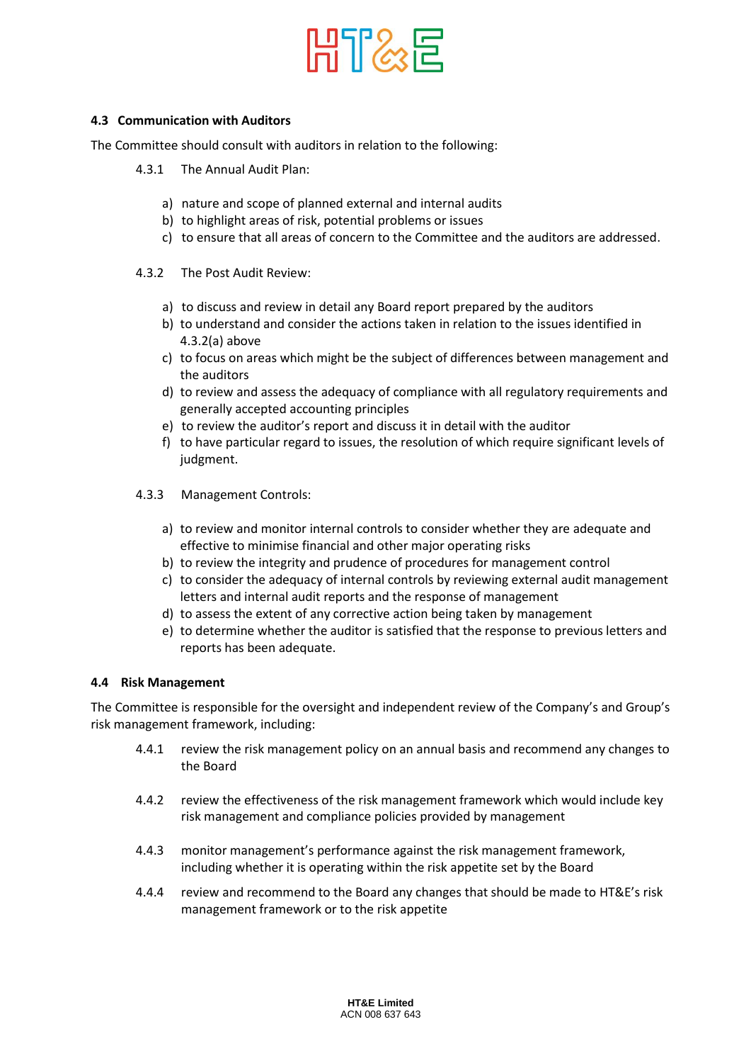### 4.3 Communication with Auditors

The Committee should consult with auditors in relation to the following:

4.3.1 The Annual Audit Plan:

a) nature and scope of planned external and internal audits
b) to highlight areas of risk, potential problems or issues
c) to ensure that all areas of concern to the Committee and the auditors are addressed.

4.3.2 The Post Audit Review:

a) to discuss and review in detail any Board report prepared by the auditors
b) to understand and consider the actions taken in relation to the issues identified in 4.3.2(a) above
c) to focus on areas which might be the subject of differences between management and the auditors
d) to review and assess the adequacy of compliance with all regulatory requirements and generally accepted accounting principles
e) to review the auditor's report and discuss it in detail with the auditor
f) to have particular regard to issues, the resolution of which require significant levels of judgment.

4.3.3 Management Controls:

a) to review and monitor internal controls to consider whether they are adequate and effective to minimise financial and other major operating risks
b) to review the integrity and prudence of procedures for management control
c) to consider the adequacy of internal controls by reviewing external audit management letters and internal audit reports and the response of management
d) to assess the extent of any corrective action being taken by management
e) to determine whether the auditor is satisfied that the response to previous letters and reports has been adequate.

### 4.4 Risk Management

The Committee is responsible for the oversight and independent review of the Company's and Group's risk management framework, including:

4.4.1 review the risk management policy on an annual basis and recommend any changes to the Board

4.4.2 review the effectiveness of the risk management framework which would include key risk management and compliance policies provided by management

4.4.3 monitor management's performance against the risk management framework, including whether it is operating within the risk appetite set by the Board

4.4.4 review and recommend to the Board any changes that should be made to HT&E's risk management framework or to the risk appetite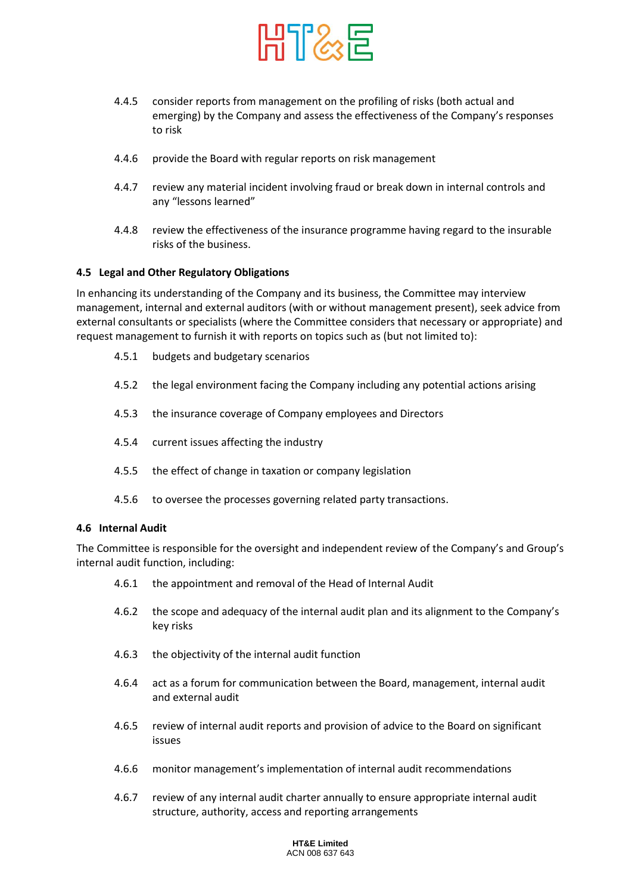4.4.5 consider reports from management on the profiling of risks (both actual and emerging) by the Company and assess the effectiveness of the Company's responses to risk

4.4.6 provide the Board with regular reports on risk management

4.4.7 review any material incident involving fraud or break down in internal controls and any "lessons learned"

4.4.8 review the effectiveness of the insurance programme having regard to the insurable risks of the business.

**4.5 Legal and Other Regulatory Obligations**

In enhancing its understanding of the Company and its business, the Committee may interview management, internal and external auditors (with or without management present), seek advice from external consultants or specialists (where the Committee considers that necessary or appropriate) and request management to furnish it with reports on topics such as (but not limited to):

4.5.1 budgets and budgetary scenarios

4.5.2 the legal environment facing the Company including any potential actions arising

4.5.3 the insurance coverage of Company employees and Directors

4.5.4 current issues affecting the industry

4.5.5 the effect of change in taxation or company legislation

4.5.6 to oversee the processes governing related party transactions.

**4.6 Internal Audit**

The Committee is responsible for the oversight and independent review of the Company's and Group's internal audit function, including:

4.6.1 the appointment and removal of the Head of Internal Audit

4.6.2 the scope and adequacy of the internal audit plan and its alignment to the Company's key risks

4.6.3 the objectivity of the internal audit function

4.6.4 act as a forum for communication between the Board, management, internal audit and external audit

4.6.5 review of internal audit reports and provision of advice to the Board on significant issues

4.6.6 monitor management's implementation of internal audit recommendations

4.6.7 review of any internal audit charter annually to ensure appropriate internal audit structure, authority, access and reporting arrangements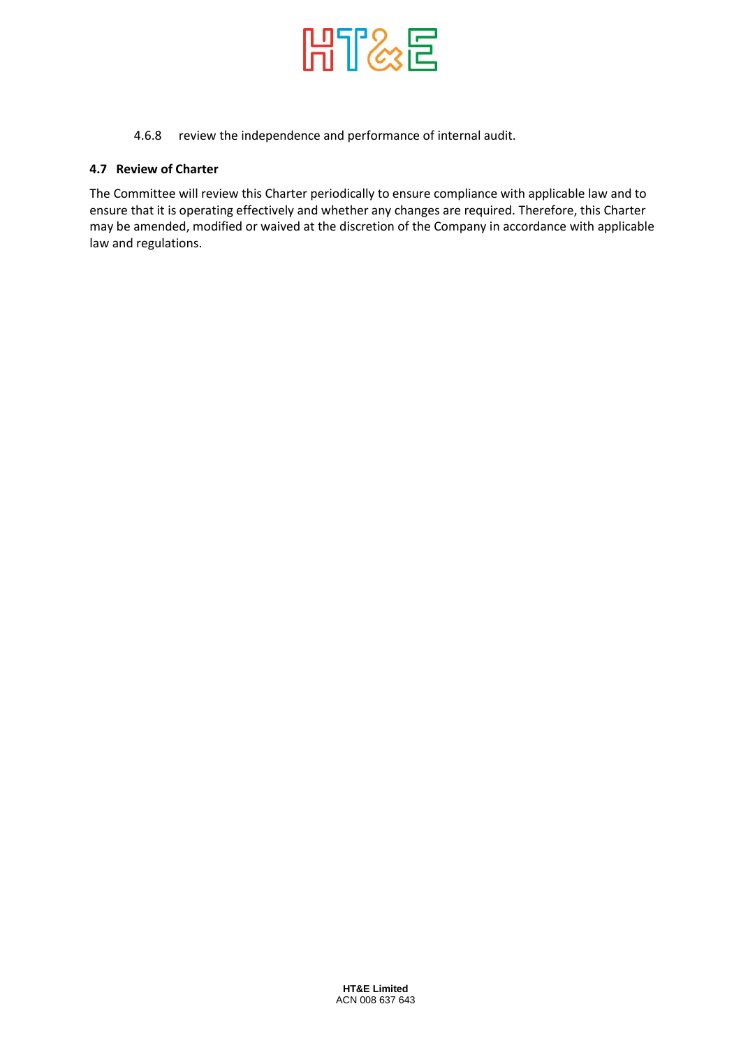4.6.8 review the independence and performance of internal audit.

**4.7 Review of Charter**

The Committee will review this Charter periodically to ensure compliance with applicable law and to ensure that it is operating effectively and whether any changes are required. Therefore, this Charter may be amended, modified or waived at the discretion of the Company in accordance with applicable law and regulations.